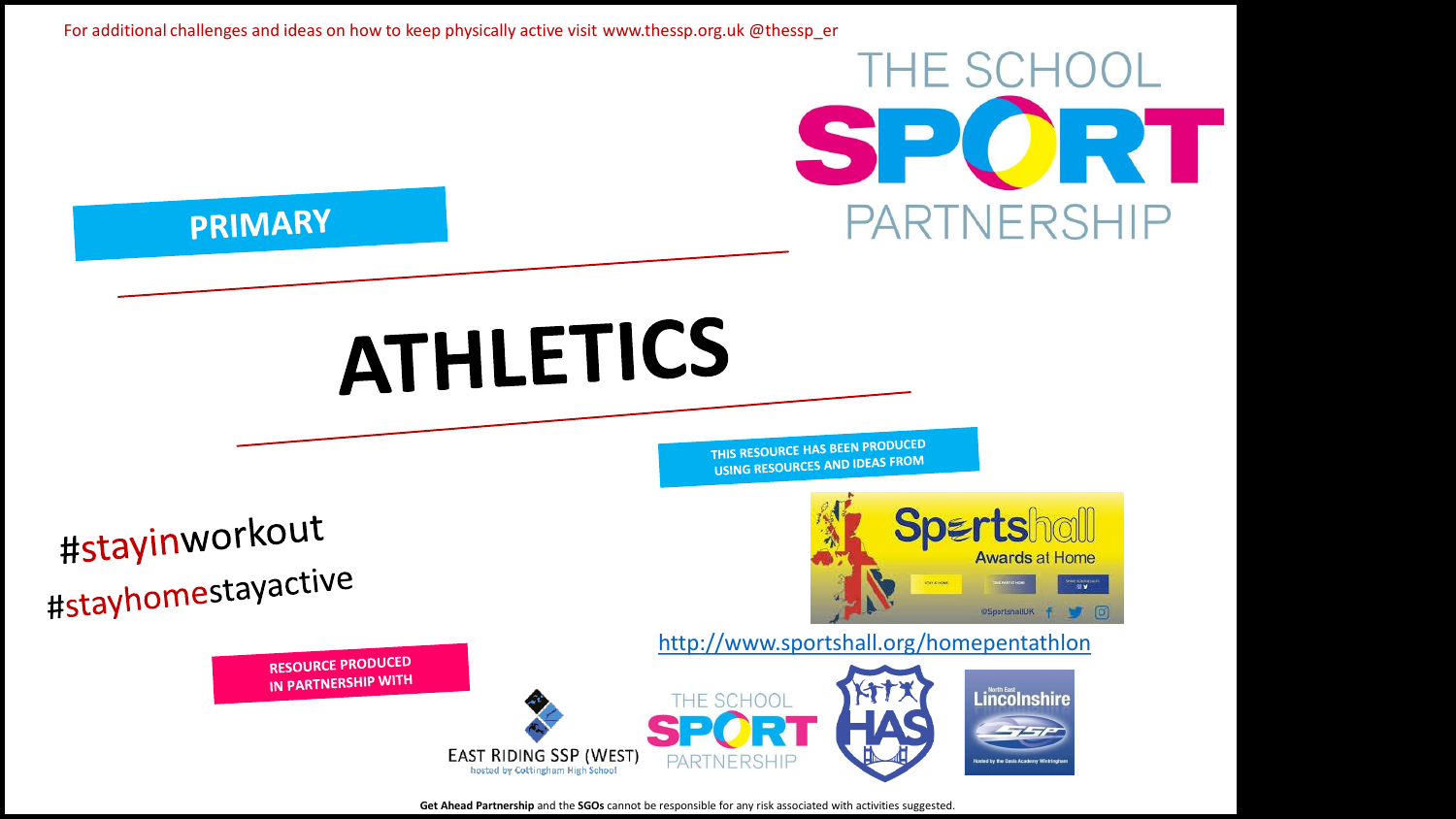For additional challenges and ideas on how to keep physically active visit www.thessp.org.uk @thessp_er

THE SCHOOL SPORT PARTNERSHIP

**PRIMARY**

# ATHLETICS

**THIS RESOURCE HAS BEEN PRODUCED USING RESOURCES AND IDEAS FROM**

Sportshall Awards at Home

http://www.sportshall.org/homepentathlon

#stayinworkout
#stayhomestayactive

**RESOURCE PRODUCED IN PARTNERSHIP WITH**

EAST RIDING SSP (WEST) hosted by Cottingham High School

THE SCHOOL SPORT PARTNERSHIP

HAS

North East Lincolnshire SSP

**Get Ahead Partnership** and the **SGOs** cannot be responsible for any risk associated with activities suggested.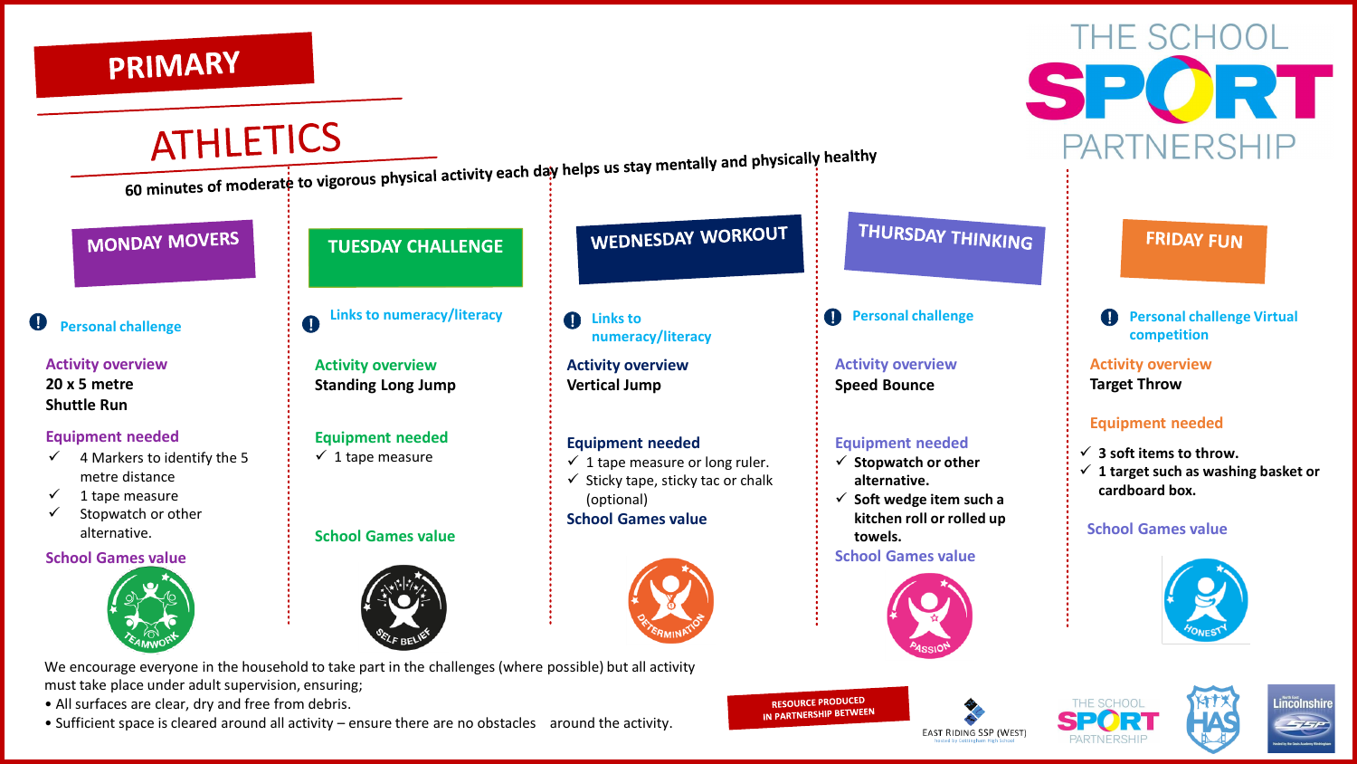# PRIMARY

# ATHLETICS

60 minutes of moderate to vigorous physical activity each day helps us stay mentally and physically healthy

THE SCHOOL SPORT PARTNERSHIP

## MONDAY MOVERS

Personal challenge

**Activity overview**
20 x 5 metre Shuttle Run

**Equipment needed**
- ✓ 4 Markers to identify the 5 metre distance
- ✓ 1 tape measure
- ✓ Stopwatch or other alternative.

**School Games value**

TEAMWORK

## TUESDAY CHALLENGE

Links to numeracy/literacy

**Activity overview**
Standing Long Jump

**Equipment needed**
- ✓ 1 tape measure

**School Games value**

SELF BELIEF

## WEDNESDAY WORKOUT

Links to numeracy/literacy

**Activity overview**
Vertical Jump

**Equipment needed**
- ✓ 1 tape measure or long ruler.
- ✓ Sticky tape, sticky tac or chalk (optional)

**School Games value**

DETERMINATION

## THURSDAY THINKING

Personal challenge

**Activity overview**
Speed Bounce

**Equipment needed**
- ✓ Stopwatch or other alternative.
- ✓ Soft wedge item such a kitchen roll or rolled up towels.

**School Games value**

PASSION

## FRIDAY FUN

Personal challenge Virtual competition

**Activity overview**
Target Throw

**Equipment needed**
- ✓ 3 soft items to throw.
- ✓ 1 target such as washing basket or cardboard box.

**School Games value**

HONESTY

We encourage everyone in the household to take part in the challenges (where possible) but all activity must take place under adult supervision, ensuring;

- All surfaces are clear, dry and free from debris.
- Sufficient space is cleared around all activity – ensure there are no obstacles around the activity.

RESOURCE PRODUCED IN PARTNERSHIP BETWEEN

EAST RIDING SSP (WEST) — THE SCHOOL SPORT PARTNERSHIP — HAS — Lincolnshire SSP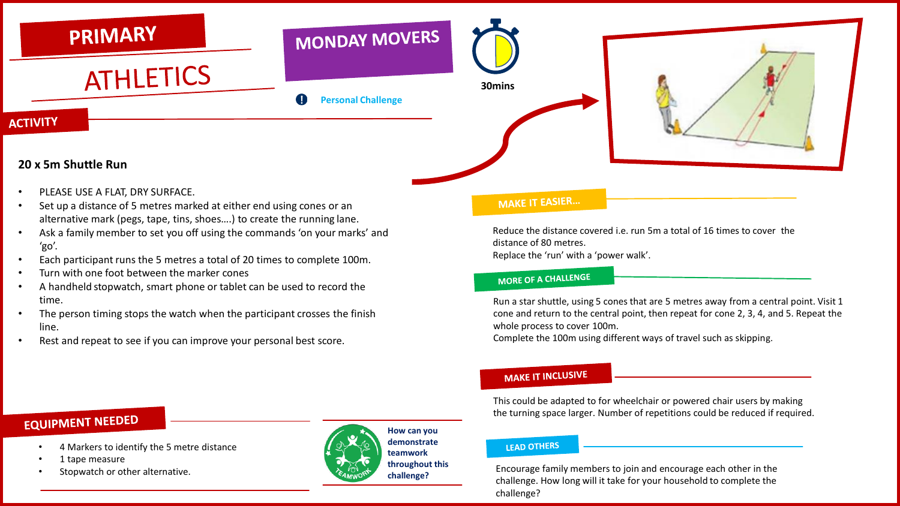# PRIMARY ATHLETICS

## MONDAY MOVERS

Personal Challenge

30mins

## ACTIVITY

### 20 x 5m Shuttle Run

- PLEASE USE A FLAT, DRY SURFACE.
- Set up a distance of 5 metres marked at either end using cones or an alternative mark (pegs, tape, tins, shoes….) to create the running lane.
- Ask a family member to set you off using the commands 'on your marks' and 'go'.
- Each participant runs the 5 metres a total of 20 times to complete 100m.
- Turn with one foot between the marker cones
- A handheld stopwatch, smart phone or tablet can be used to record the time.
- The person timing stops the watch when the participant crosses the finish line.
- Rest and repeat to see if you can improve your personal best score.

## MAKE IT EASIER…

Reduce the distance covered i.e. run 5m a total of 16 times to cover the distance of 80 metres.
Replace the 'run' with a 'power walk'.

## MORE OF A CHALLENGE

Run a star shuttle, using 5 cones that are 5 metres away from a central point. Visit 1 cone and return to the central point, then repeat for cone 2, 3, 4, and 5. Repeat the whole process to cover 100m.
Complete the 100m using different ways of travel such as skipping.

## MAKE IT INCLUSIVE

This could be adapted to for wheelchair or powered chair users by making the turning space larger. Number of repetitions could be reduced if required.

## LEAD OTHERS

Encourage family members to join and encourage each other in the challenge. How long will it take for your household to complete the challenge?

## EQUIPMENT NEEDED

- 4 Markers to identify the 5 metre distance
- 1 tape measure
- Stopwatch or other alternative.

**How can you demonstrate teamwork throughout this challenge?**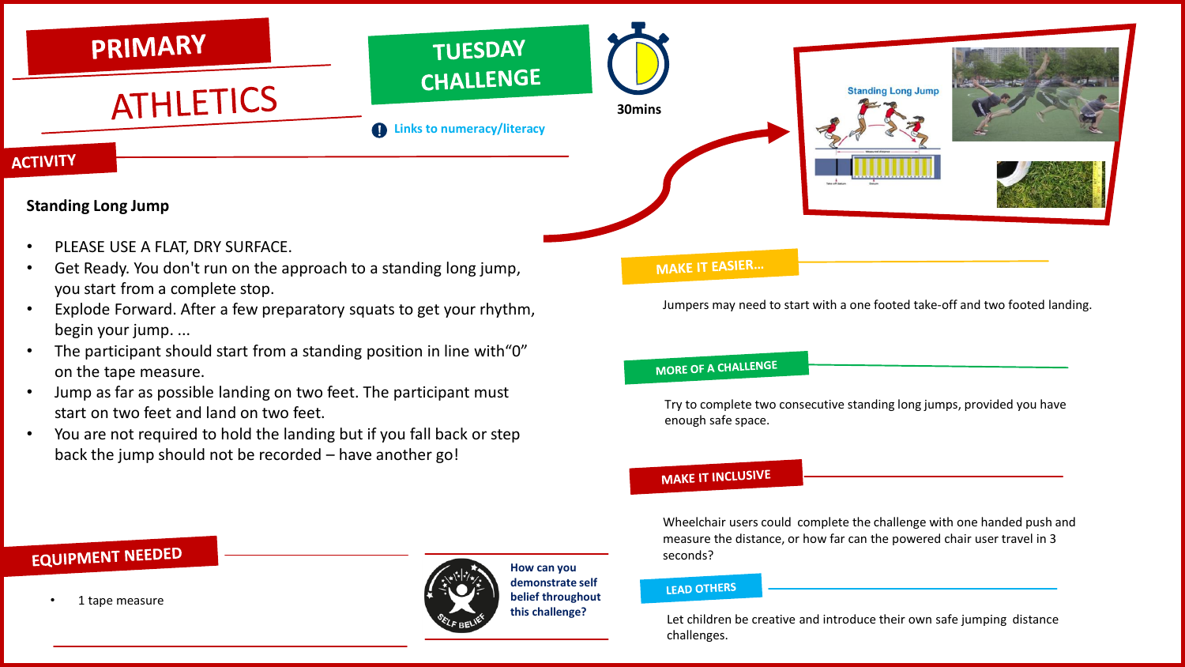# PRIMARY ATHLETICS

## TUESDAY CHALLENGE

30mins

Links to numeracy/literacy

## ACTIVITY

**Standing Long Jump**

- PLEASE USE A FLAT, DRY SURFACE.
- Get Ready. You don't run on the approach to a standing long jump, you start from a complete stop.
- Explode Forward. After a few preparatory squats to get your rhythm, begin your jump. ...
- The participant should start from a standing position in line with“0” on the tape measure.
- Jump as far as possible landing on two feet. The participant must start on two feet and land on two feet.
- You are not required to hold the landing but if you fall back or step back the jump should not be recorded – have another go!

## MAKE IT EASIER...

Jumpers may need to start with a one footed take-off and two footed landing.

## MORE OF A CHALLENGE

Try to complete two consecutive standing long jumps, provided you have enough safe space.

## MAKE IT INCLUSIVE

Wheelchair users could complete the challenge with one handed push and measure the distance, or how far can the powered chair user travel in 3 seconds?

## LEAD OTHERS

Let children be creative and introduce their own safe jumping distance challenges.

## EQUIPMENT NEEDED

- 1 tape measure

**How can you demonstrate self belief throughout this challenge?**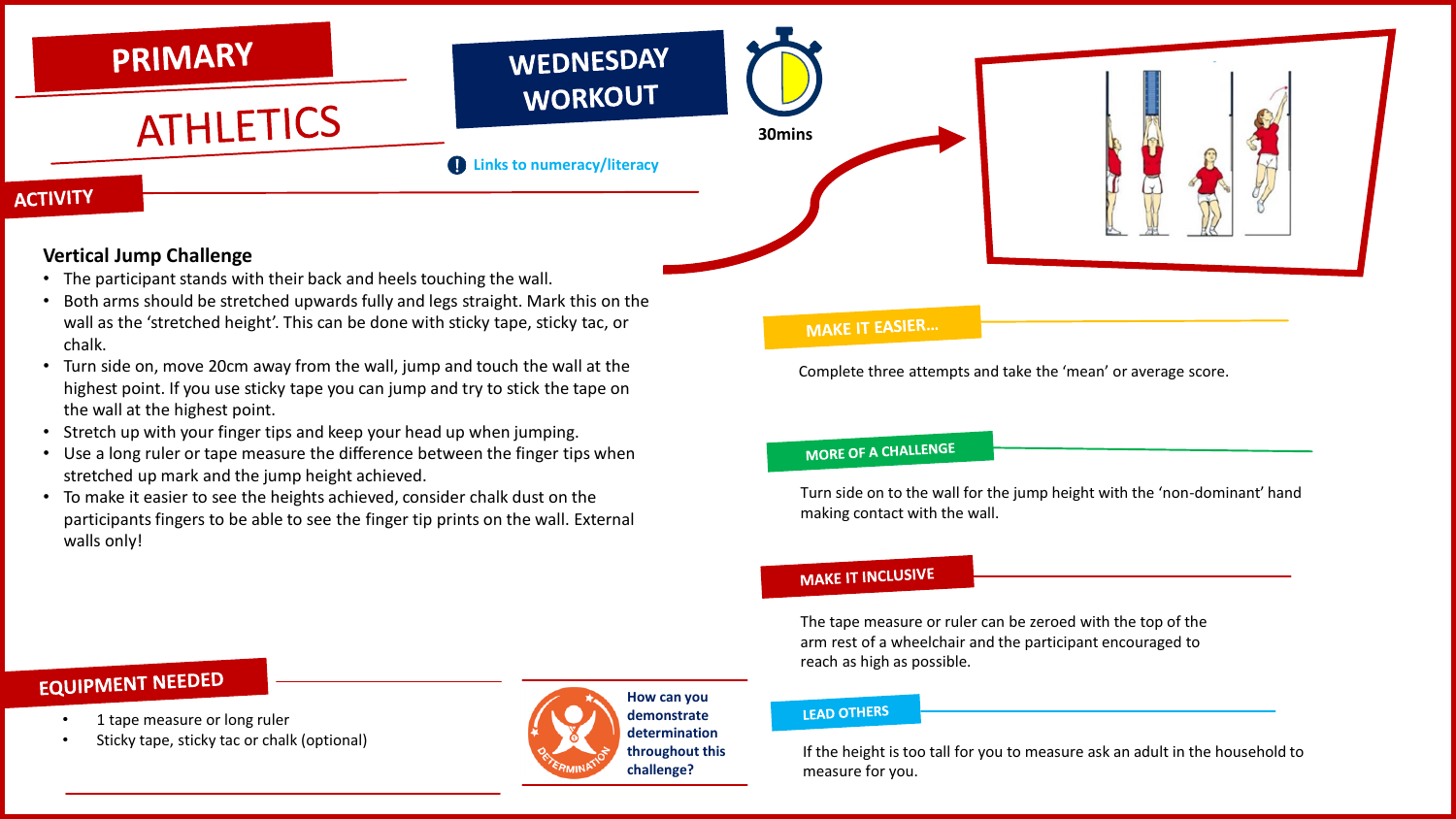# PRIMARY ATHLETICS

## WEDNESDAY WORKOUT

30mins

Links to numeracy/literacy

## ACTIVITY

### Vertical Jump Challenge

- The participant stands with their back and heels touching the wall.
- Both arms should be stretched upwards fully and legs straight. Mark this on the wall as the 'stretched height'. This can be done with sticky tape, sticky tac, or chalk.
- Turn side on, move 20cm away from the wall, jump and touch the wall at the highest point. If you use sticky tape you can jump and try to stick the tape on the wall at the highest point.
- Stretch up with your finger tips and keep your head up when jumping.
- Use a long ruler or tape measure the difference between the finger tips when stretched up mark and the jump height achieved.
- To make it easier to see the heights achieved, consider chalk dust on the participants fingers to be able to see the finger tip prints on the wall. External walls only!

## EQUIPMENT NEEDED

- 1 tape measure or long ruler
- Sticky tape, sticky tac or chalk (optional)

How can you demonstrate determination throughout this challenge?

## MAKE IT EASIER...

Complete three attempts and take the 'mean' or average score.

## MORE OF A CHALLENGE

Turn side on to the wall for the jump height with the 'non-dominant' hand making contact with the wall.

## MAKE IT INCLUSIVE

The tape measure or ruler can be zeroed with the top of the arm rest of a wheelchair and the participant encouraged to reach as high as possible.

## LEAD OTHERS

If the height is too tall for you to measure ask an adult in the household to measure for you.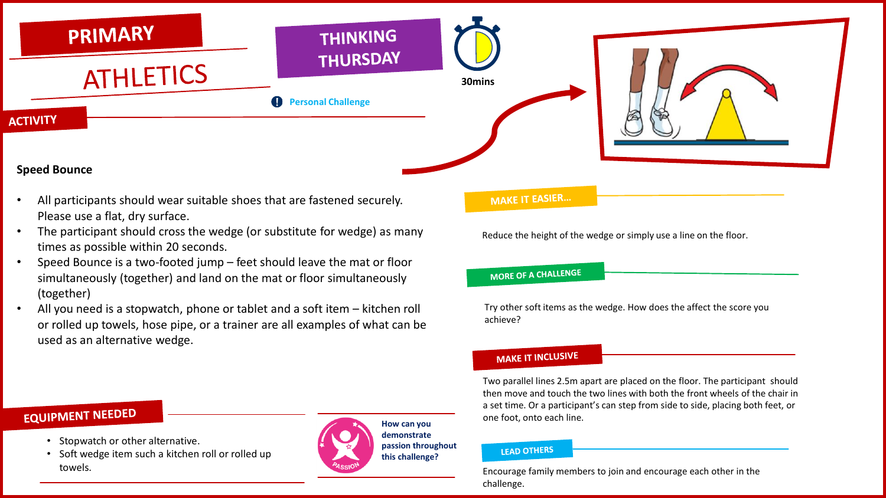# PRIMARY ATHLETICS

## THINKING THURSDAY

30mins

Personal Challenge

## ACTIVITY

**Speed Bounce**

- All participants should wear suitable shoes that are fastened securely. Please use a flat, dry surface.
- The participant should cross the wedge (or substitute for wedge) as many times as possible within 20 seconds.
- Speed Bounce is a two-footed jump – feet should leave the mat or floor simultaneously (together) and land on the mat or floor simultaneously (together)
- All you need is a stopwatch, phone or tablet and a soft item – kitchen roll or rolled up towels, hose pipe, or a trainer are all examples of what can be used as an alternative wedge.

## MAKE IT EASIER…

Reduce the height of the wedge or simply use a line on the floor.

## MORE OF A CHALLENGE

Try other soft items as the wedge. How does the affect the score you achieve?

## MAKE IT INCLUSIVE

Two parallel lines 2.5m apart are placed on the floor. The participant should then move and touch the two lines with both the front wheels of the chair in a set time. Or a participant's can step from side to side, placing both feet, or one foot, onto each line.

## LEAD OTHERS

Encourage family members to join and encourage each other in the challenge.

## EQUIPMENT NEEDED

- Stopwatch or other alternative.
- Soft wedge item such a kitchen roll or rolled up towels.

PASSION

How can you demonstrate passion throughout this challenge?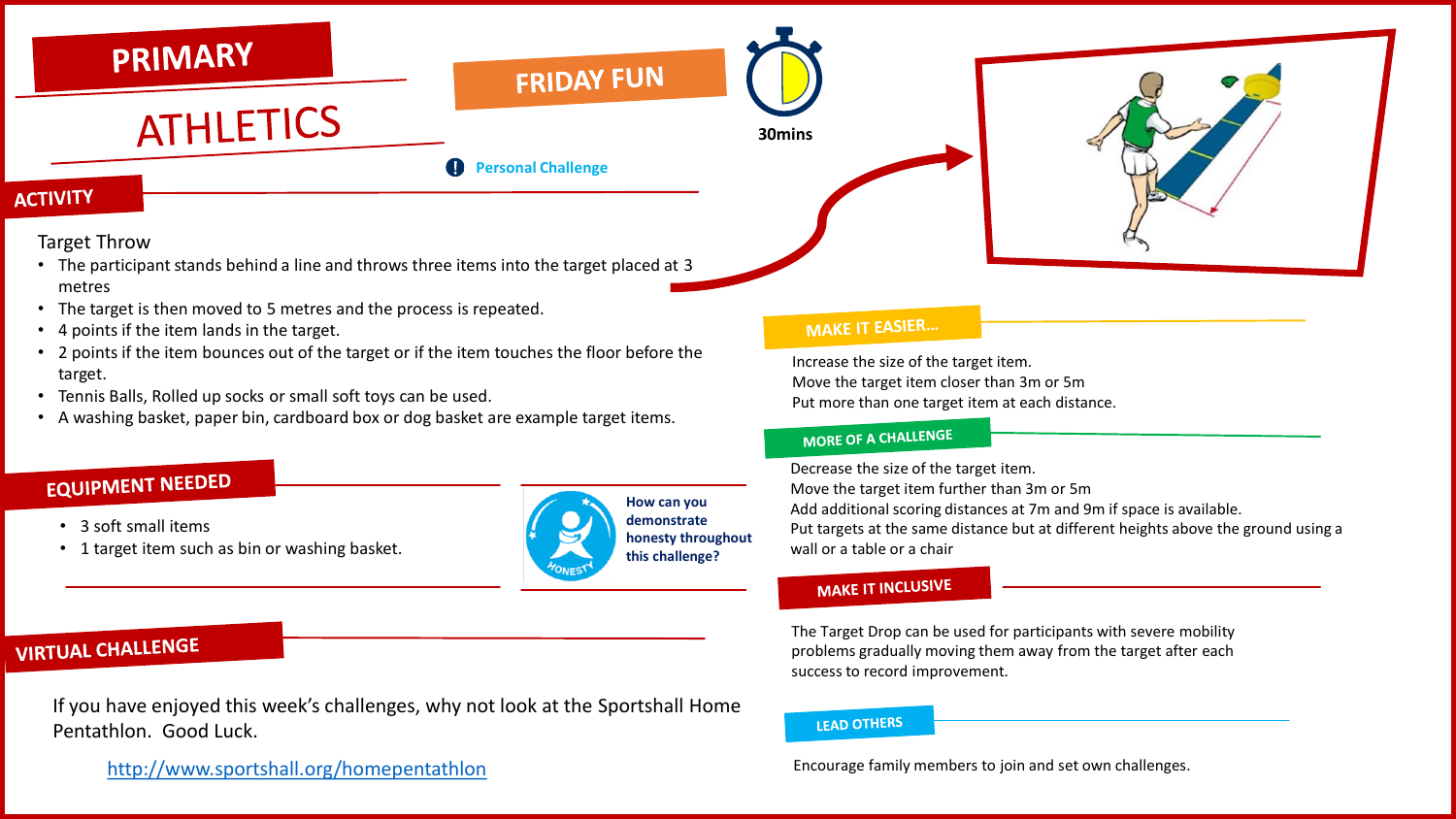# PRIMARY ATHLETICS

## FRIDAY FUN

30mins

Personal Challenge

## ACTIVITY

Target Throw

- The participant stands behind a line and throws three items into the target placed at 3 metres
- The target is then moved to 5 metres and the process is repeated.
- 4 points if the item lands in the target.
- 2 points if the item bounces out of the target or if the item touches the floor before the target.
- Tennis Balls, Rolled up socks or small soft toys can be used.
- A washing basket, paper bin, cardboard box or dog basket are example target items.

## EQUIPMENT NEEDED

- 3 soft small items
- 1 target item such as bin or washing basket.

How can you demonstrate honesty throughout this challenge?

## VIRTUAL CHALLENGE

If you have enjoyed this week's challenges, why not look at the Sportshall Home Pentathlon. Good Luck.

http://www.sportshall.org/homepentathlon

## MAKE IT EASIER...

Increase the size of the target item.
Move the target item closer than 3m or 5m
Put more than one target item at each distance.

## MORE OF A CHALLENGE

Decrease the size of the target item.
Move the target item further than 3m or 5m
Add additional scoring distances at 7m and 9m if space is available.
Put targets at the same distance but at different heights above the ground using a wall or a table or a chair

## MAKE IT INCLUSIVE

The Target Drop can be used for participants with severe mobility problems gradually moving them away from the target after each success to record improvement.

## LEAD OTHERS

Encourage family members to join and set own challenges.